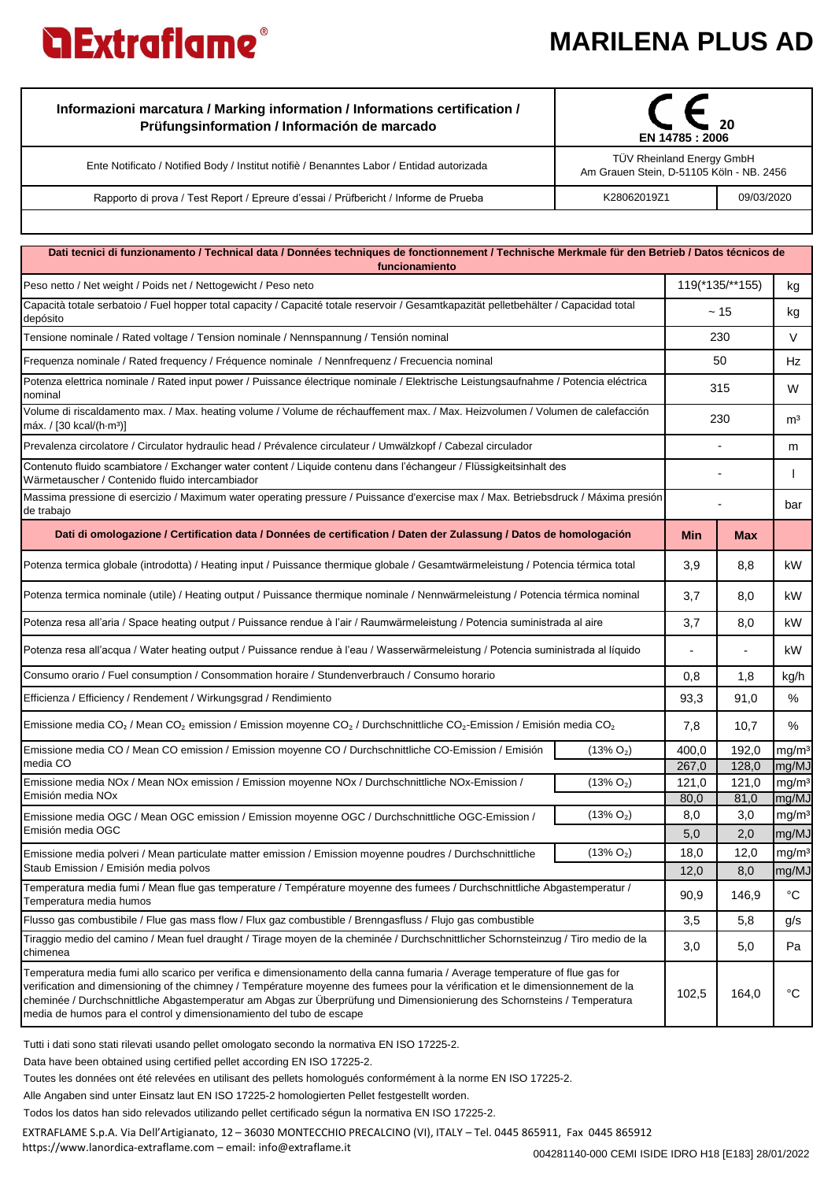# Extraflame

# MARILENA PLUS AD

| Informazioni marcatura / Marking information / Informations certification / Prüfungsinformation / Información de marcado | CE 20 EN 14785 : 2006 | |
|---|---|---|
| Ente Notificato / Notified Body / Institut notifiè / Benanntes Labor / Entidad autorizada | TÜV Rheinland Energy GmbH Am Grauen Stein, D-51105 Köln - NB. 2456 | |
| Rapporto di prova / Test Report / Epreure d'essai / Prüfbericht / Informe de Prueba | K28062019Z1 | 09/03/2020 |

| Dati tecnici di funzionamento / Technical data / Données techniques de fonctionnement / Technische Merkmale für den Betrieb / Datos técnicos de funcionamiento | | | | |
|---|---|---|---|---|
| Peso netto / Net weight / Poids net / Nettogewicht / Peso neto | | 119(*135/**155) | | kg |
| Capacità totale serbatoio / Fuel hopper total capacity / Capacité totale reservoir / Gesamtkapazität pelletbehälter / Capacidad total depósito | | ~ 15 | | kg |
| Tensione nominale / Rated voltage / Tension nominale / Nennspannung / Tensión nominal | | 230 | | V |
| Frequenza nominale / Rated frequency / Fréquence nominale / Nennfrequenz / Frecuencia nominal | | 50 | | Hz |
| Potenza elettrica nominale / Rated input power / Puissance électrique nominale / Elektrische Leistungsaufnahme / Potencia eléctrica nominal | | 315 | | W |
| Volume di riscaldamento max. / Max. heating volume / Volume de réchauffement max. / Max. Heizvolumen / Volumen de calefacción máx. / [30 kcal/(h·m³)] | | 230 | | m³ |
| Prevalenza circolatore / Circulator hydraulic head / Prévalence circulateur / Umwälzkopf / Cabezal circulador | | - | | m |
| Contenuto fluido scambiatore / Exchanger water content / Liquide contenu dans l'échangeur / Flüssigkeitsinhalt des Wärmetauscher / Contenido fluido intercambiador | | - | | l |
| Massima pressione di esercizio / Maximum water operating pressure / Puissance d'exercise max / Max. Betriebsdruck / Máxima presión de trabajo | | - | | bar |
| **Dati di omologazione / Certification data / Données de certification / Daten der Zulassung / Datos de homologación** | | **Min** | **Max** | |
| Potenza termica globale (introdotta) / Heating input / Puissance thermique globale / Gesamtwärmeleistung / Potencia térmica total | | 3,9 | 8,8 | kW |
| Potenza termica nominale (utile) / Heating output / Puissance thermique nominale / Nennwärmeleistung / Potencia térmica nominal | | 3,7 | 8,0 | kW |
| Potenza resa all'aria / Space heating output / Puissance rendue à l'air / Raumwärmeleistung / Potencia suministrada al aire | | 3,7 | 8,0 | kW |
| Potenza resa all'acqua / Water heating output / Puissance rendue à l'eau / Wasserwärmeleistung / Potencia suministrada al líquido | | - | - | kW |
| Consumo orario / Fuel consumption / Consommation horaire / Stundenverbrauch / Consumo horario | | 0,8 | 1,8 | kg/h |
| Efficienza / Efficiency / Rendement / Wirkungsgrad / Rendimiento | | 93,3 | 91,0 | % |
| Emissione media $CO_2$ / Mean $CO_2$ emission / Emission moyenne $CO_2$ / Durchschnittliche $CO_2$-Emission / Emisión media $CO_2$ | | 7,8 | 10,7 | % |
| Emissione media CO / Mean CO emission / Emission moyenne CO / Durchschnittliche CO-Emission / Emisión media CO | (13% $O_2$) | 400,0 | 192,0 | mg/m³ |
| | | 267,0 | 128,0 | mg/MJ |
| Emissione media NOx / Mean NOx emission / Emission moyenne NOx / Durchschnittliche NOx-Emission / Emisión media NOx | (13% $O_2$) | 121,0 | 121,0 | mg/m³ |
| | | 80,0 | 81,0 | mg/MJ |
| Emissione media OGC / Mean OGC emission / Emission moyenne OGC / Durchschnittliche OGC-Emission / Emisión media OGC | (13% $O_2$) | 8,0 | 3,0 | mg/m³ |
| | | 5,0 | 2,0 | mg/MJ |
| Emissione media polveri / Mean particulate matter emission / Emission moyenne poudres / Durchschnittliche Staub Emission / Emisión media polvos | (13% $O_2$) | 18,0 | 12,0 | mg/m³ |
| | | 12,0 | 8,0 | mg/MJ |
| Temperatura media fumi / Mean flue gas temperature / Température moyenne des fumees / Durchschnittliche Abgastemperatur / Temperatura media humos | | 90,9 | 146,9 | °C |
| Flusso gas combustibile / Flue gas mass flow / Flux gaz combustible / Brenngasfluss / Flujo gas combustible | | 3,5 | 5,8 | g/s |
| Tiraggio medio del camino / Mean fuel draught / Tirage moyen de la cheminée / Durchschnittlicher Schornsteinzug / Tiro medio de la chimenea | | 3,0 | 5,0 | Pa |
| Temperatura media fumi allo scarico per verifica e dimensionamento della canna fumaria / Average temperature of flue gas for verification and dimensioning of the chimney / Température moyenne des fumees pour la vérification et le dimensionnement de la cheminée / Durchschnittliche Abgastemperatur am Abgas zur Überprüfung und Dimensionierung des Schornsteins / Temperatura media de humos para el control y dimensionamiento del tubo de escape | | 102,5 | 164,0 | °C |

Tutti i dati sono stati rilevati usando pellet omologato secondo la normativa EN ISO 17225-2.

Data have been obtained using certified pellet according EN ISO 17225-2.

Toutes les données ont été relevées en utilisant des pellets homologués conformément à la norme EN ISO 17225-2.

Alle Angaben sind unter Einsatz laut EN ISO 17225-2 homologierten Pellet festgestellt worden.

Todos los datos han sido relevados utilizando pellet certificado ségun la normativa EN ISO 17225-2.

EXTRAFLAME S.p.A. Via Dell'Artigianato, 12 – 36030 MONTECCHIO PRECALCINO (VI), ITALY – Tel. 0445 865911, Fax 0445 865912
https://www.lanordica-extraflame.com – email: info@extraflame.it

004281140-000 CEMI ISIDE IDRO H18 [E183] 28/01/2022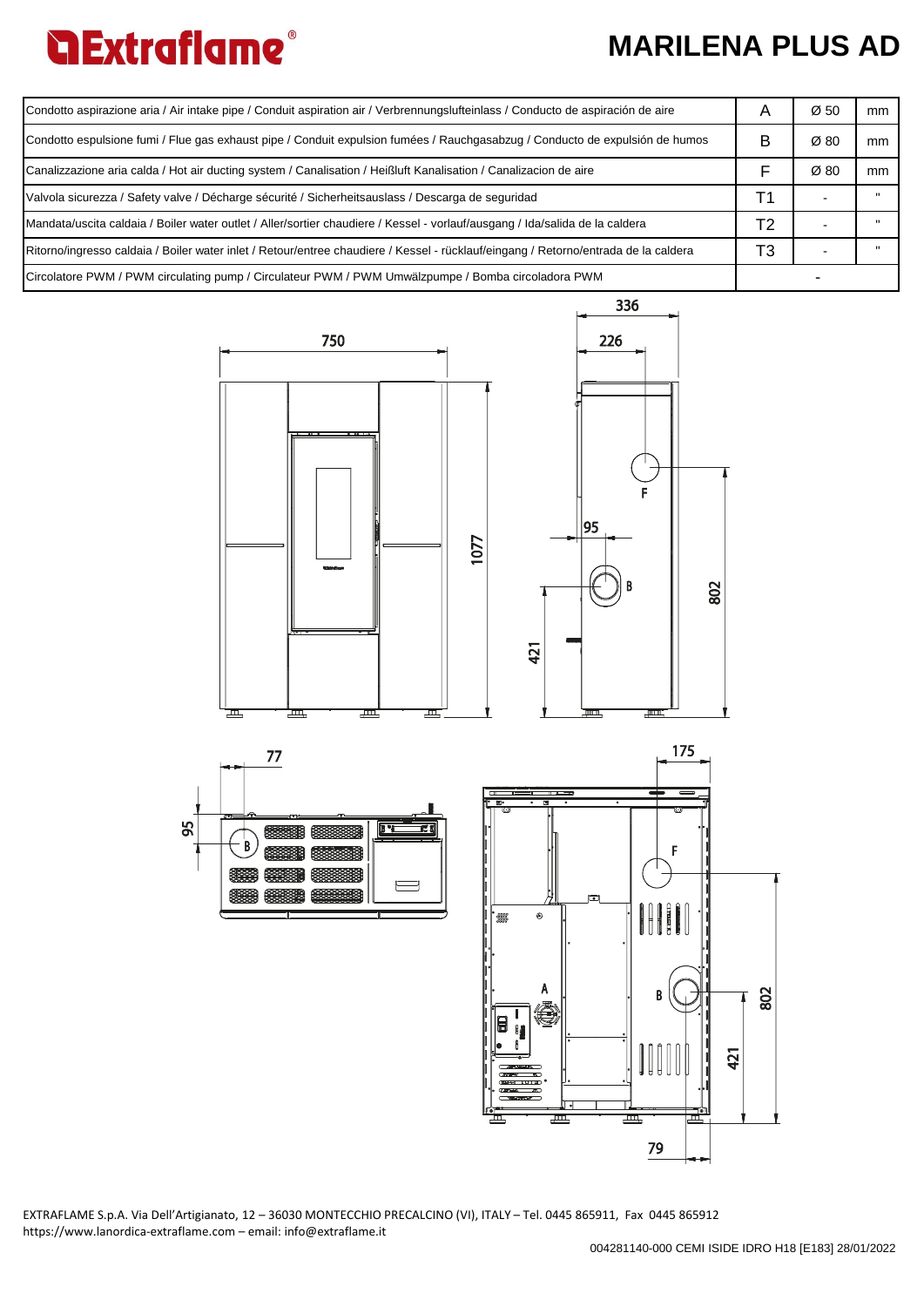# MARILENA PLUS AD

| | | | |
|---|---|---|---|
| Condotto aspirazione aria / Air intake pipe / Conduit aspiration air / Verbrennungslufteinlass / Conducto de aspiración de aire | A | Ø 50 | mm |
| Condotto espulsione fumi / Flue gas exhaust pipe / Conduit expulsion fumées / Rauchgasabzug / Conducto de expulsión de humos | B | Ø 80 | mm |
| Canalizzazione aria calda / Hot air ducting system / Canalisation / Heißluft Kanalisation / Canalizacion de aire | F | Ø 80 | mm |
| Valvola sicurezza / Safety valve / Décharge sécurité / Sicherheitsauslass / Descarga de seguridad | T1 | - | " |
| Mandata/uscita caldaia / Boiler water outlet / Aller/sortier chaudiere / Kessel - vorlauf/ausgang / Ida/salida de la caldera | T2 | - | " |
| Ritorno/ingresso caldaia / Boiler water inlet / Retour/entree chaudiere / Kessel - rücklauf/eingang / Retorno/entrada de la caldera | T3 | - | " |
| Circolatore PWM / PWM circulating pump / Circulateur PWM / PWM Umwälzpumpe / Bomba circoladora PWM | - | | |

750

1077

336

226

F

95

B

802

421

77

95

B

175

F

A

B

802

421

79

EXTRAFLAME S.p.A. Via Dell'Artigianato, 12 – 36030 MONTECCHIO PRECALCINO (VI), ITALY – Tel. 0445 865911, Fax 0445 865912
https://www.lanordica-extraflame.com – email: info@extraflame.it

004281140-000 CEMI ISIDE IDRO H18 [E183] 28/01/2022